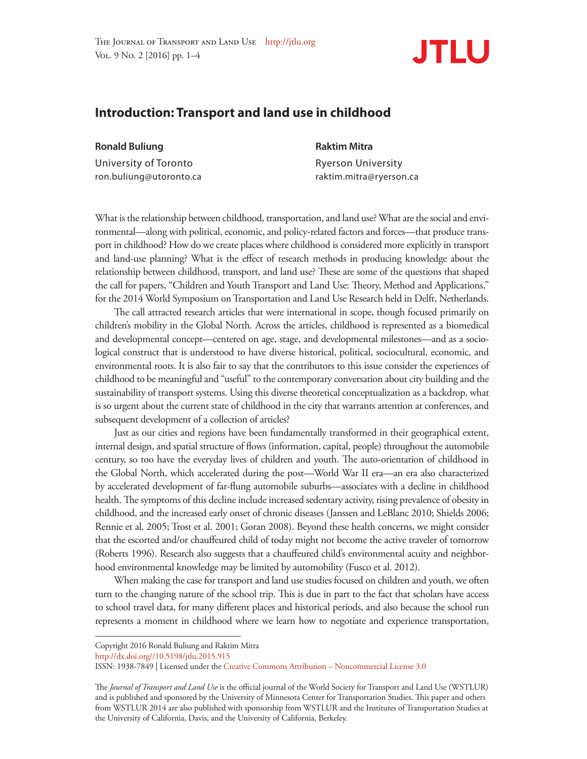# Introduction: Transport and land use in childhood

**Ronald Buliung**
University of Toronto
ron.buliung@utoronto.ca

**Raktim Mitra**
Ryerson University
raktim.mitra@ryerson.ca

What is the relationship between childhood, transportation, and land use? What are the social and environmental—along with political, economic, and policy-related factors and forces—that produce transport in childhood? How do we create places where childhood is considered more explicitly in transport and land-use planning? What is the effect of research methods in producing knowledge about the relationship between childhood, transport, and land use? These are some of the questions that shaped the call for papers, "Children and Youth Transport and Land Use: Theory, Method and Applications," for the 2014 World Symposium on Transportation and Land Use Research held in Delft, Netherlands.

The call attracted research articles that were international in scope, though focused primarily on children's mobility in the Global North. Across the articles, childhood is represented as a biomedical and developmental concept—centered on age, stage, and developmental milestones—and as a sociological construct that is understood to have diverse historical, political, sociocultural, economic, and environmental roots. It is also fair to say that the contributors to this issue consider the experiences of childhood to be meaningful and "useful" to the contemporary conversation about city building and the sustainability of transport systems. Using this diverse theoretical conceptualization as a backdrop, what is so urgent about the current state of childhood in the city that warrants attention at conferences, and subsequent development of a collection of articles?

Just as our cities and regions have been fundamentally transformed in their geographical extent, internal design, and spatial structure of flows (information, capital, people) throughout the automobile century, so too have the everyday lives of children and youth. The auto-orientation of childhood in the Global North, which accelerated during the post—World War II era—an era also characterized by accelerated development of far-flung automobile suburbs—associates with a decline in childhood health. The symptoms of this decline include increased sedentary activity, rising prevalence of obesity in childhood, and the increased early onset of chronic diseases (Janssen and LeBlanc 2010; Shields 2006; Rennie et al. 2005; Trost et al. 2001; Goran 2008). Beyond these health concerns, we might consider that the escorted and/or chauffeured child of today might not become the active traveler of tomorrow (Roberts 1996). Research also suggests that a chauffeured child's environmental acuity and neighborhood environmental knowledge may be limited by automobility (Fusco et al. 2012).

When making the case for transport and land use studies focused on children and youth, we often turn to the changing nature of the school trip. This is due in part to the fact that scholars have access to school travel data, for many different places and historical periods, and also because the school run represents a moment in childhood where we learn how to negotiate and experience transportation,

---

Copyright 2016 Ronald Buliung and Raktim Mitra
http://dx.doi.org//10.5198/jtlu.2015.915
ISSN: 1938-7849 | Licensed under the Creative Commons Attribution – Noncommercial License 3.0

The *Journal of Transport and Land Use* is the official journal of the World Society for Transport and Land Use (WSTLUR) and is published and sponsored by the University of Minnesota Center for Transportation Studies. This paper and others from WSTLUR 2014 are also published with sponsorship from WSTLUR and the Institutes of Transportation Studies at the University of California, Davis, and the University of California, Berkeley.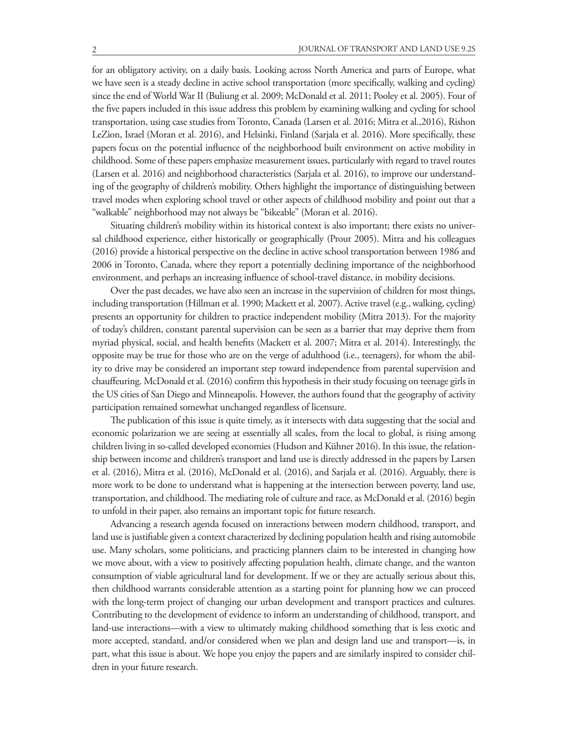for an obligatory activity, on a daily basis. Looking across North America and parts of Europe, what we have seen is a steady decline in active school transportation (more specifically, walking and cycling) since the end of World War II (Buliung et al. 2009; McDonald et al. 2011; Pooley et al. 2005). Four of the five papers included in this issue address this problem by examining walking and cycling for school transportation, using case studies from Toronto, Canada (Larsen et al. 2016; Mitra et al.,2016), Rishon LeZion, Israel (Moran et al. 2016), and Helsinki, Finland (Sarjala et al. 2016). More specifically, these papers focus on the potential influence of the neighborhood built environment on active mobility in childhood. Some of these papers emphasize measurement issues, particularly with regard to travel routes (Larsen et al. 2016) and neighborhood characteristics (Sarjala et al. 2016), to improve our understanding of the geography of children's mobility. Others highlight the importance of distinguishing between travel modes when exploring school travel or other aspects of childhood mobility and point out that a "walkable" neighborhood may not always be "bikeable" (Moran et al. 2016).

Situating children's mobility within its historical context is also important; there exists no universal childhood experience, either historically or geographically (Prout 2005). Mitra and his colleagues (2016) provide a historical perspective on the decline in active school transportation between 1986 and 2006 in Toronto, Canada, where they report a potentially declining importance of the neighborhood environment, and perhaps an increasing influence of school-travel distance, in mobility decisions.

Over the past decades, we have also seen an increase in the supervision of children for most things, including transportation (Hillman et al. 1990; Mackett et al. 2007). Active travel (e.g., walking, cycling) presents an opportunity for children to practice independent mobility (Mitra 2013). For the majority of today's children, constant parental supervision can be seen as a barrier that may deprive them from myriad physical, social, and health benefits (Mackett et al. 2007; Mitra et al. 2014). Interestingly, the opposite may be true for those who are on the verge of adulthood (i.e., teenagers), for whom the ability to drive may be considered an important step toward independence from parental supervision and chauffeuring. McDonald et al. (2016) confirm this hypothesis in their study focusing on teenage girls in the US cities of San Diego and Minneapolis. However, the authors found that the geography of activity participation remained somewhat unchanged regardless of licensure.

The publication of this issue is quite timely, as it intersects with data suggesting that the social and economic polarization we are seeing at essentially all scales, from the local to global, is rising among children living in so-called developed economies (Hudson and Kühner 2016). In this issue, the relationship between income and children's transport and land use is directly addressed in the papers by Larsen et al. (2016), Mitra et al. (2016), McDonald et al. (2016), and Sarjala et al. (2016). Arguably, there is more work to be done to understand what is happening at the intersection between poverty, land use, transportation, and childhood. The mediating role of culture and race, as McDonald et al. (2016) begin to unfold in their paper, also remains an important topic for future research.

Advancing a research agenda focused on interactions between modern childhood, transport, and land use is justifiable given a context characterized by declining population health and rising automobile use. Many scholars, some politicians, and practicing planners claim to be interested in changing how we move about, with a view to positively affecting population health, climate change, and the wanton consumption of viable agricultural land for development. If we or they are actually serious about this, then childhood warrants considerable attention as a starting point for planning how we can proceed with the long-term project of changing our urban development and transport practices and cultures. Contributing to the development of evidence to inform an understanding of childhood, transport, and land-use interactions—with a view to ultimately making childhood something that is less exotic and more accepted, standard, and/or considered when we plan and design land use and transport—is, in part, what this issue is about. We hope you enjoy the papers and are similarly inspired to consider children in your future research.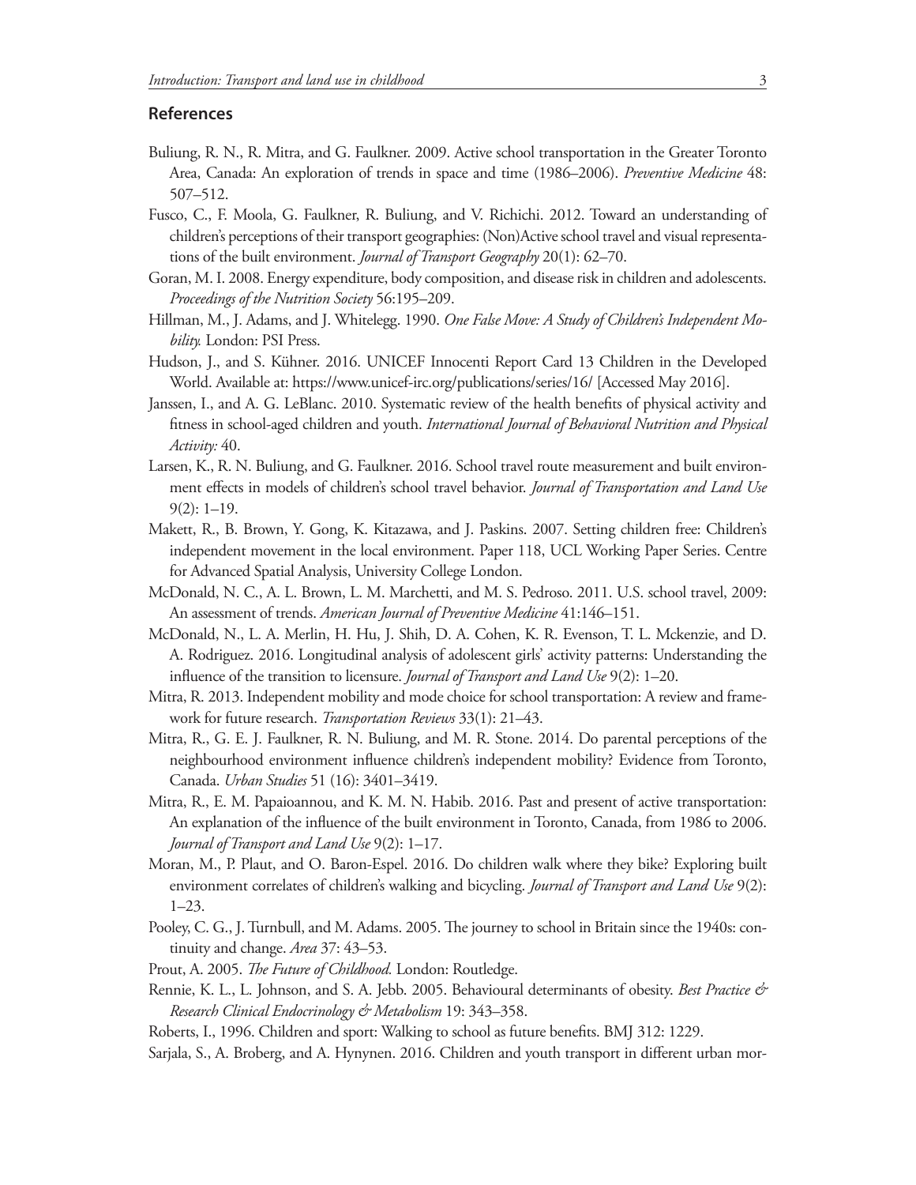## References

Buliung, R. N., R. Mitra, and G. Faulkner. 2009. Active school transportation in the Greater Toronto Area, Canada: An exploration of trends in space and time (1986–2006). *Preventive Medicine* 48: 507–512.

Fusco, C., F. Moola, G. Faulkner, R. Buliung, and V. Richichi. 2012. Toward an understanding of children's perceptions of their transport geographies: (Non)Active school travel and visual representations of the built environment. *Journal of Transport Geography* 20(1): 62–70.

Goran, M. I. 2008. Energy expenditure, body composition, and disease risk in children and adolescents. *Proceedings of the Nutrition Society* 56:195–209.

Hillman, M., J. Adams, and J. Whitelegg. 1990. *One False Move: A Study of Children's Independent Mobility.* London: PSI Press.

Hudson, J., and S. Kühner. 2016. UNICEF Innocenti Report Card 13 Children in the Developed World. Available at: https://www.unicef-irc.org/publications/series/16/ [Accessed May 2016].

Janssen, I., and A. G. LeBlanc. 2010. Systematic review of the health benefits of physical activity and fitness in school-aged children and youth. *International Journal of Behavioral Nutrition and Physical Activity:* 40.

Larsen, K., R. N. Buliung, and G. Faulkner. 2016. School travel route measurement and built environment effects in models of children's school travel behavior. *Journal of Transportation and Land Use* 9(2): 1–19.

Makett, R., B. Brown, Y. Gong, K. Kitazawa, and J. Paskins. 2007. Setting children free: Children's independent movement in the local environment. Paper 118, UCL Working Paper Series. Centre for Advanced Spatial Analysis, University College London.

McDonald, N. C., A. L. Brown, L. M. Marchetti, and M. S. Pedroso. 2011. U.S. school travel, 2009: An assessment of trends. *American Journal of Preventive Medicine* 41:146–151.

McDonald, N., L. A. Merlin, H. Hu, J. Shih, D. A. Cohen, K. R. Evenson, T. L. Mckenzie, and D. A. Rodriguez. 2016. Longitudinal analysis of adolescent girls' activity patterns: Understanding the influence of the transition to licensure. *Journal of Transport and Land Use* 9(2): 1–20.

Mitra, R. 2013. Independent mobility and mode choice for school transportation: A review and framework for future research. *Transportation Reviews* 33(1): 21–43.

Mitra, R., G. E. J. Faulkner, R. N. Buliung, and M. R. Stone. 2014. Do parental perceptions of the neighbourhood environment influence children's independent mobility? Evidence from Toronto, Canada. *Urban Studies* 51 (16): 3401–3419.

Mitra, R., E. M. Papaioannou, and K. M. N. Habib. 2016. Past and present of active transportation: An explanation of the influence of the built environment in Toronto, Canada, from 1986 to 2006. *Journal of Transport and Land Use* 9(2): 1–17.

Moran, M., P. Plaut, and O. Baron-Espel. 2016. Do children walk where they bike? Exploring built environment correlates of children's walking and bicycling. *Journal of Transport and Land Use* 9(2): 1–23.

Pooley, C. G., J. Turnbull, and M. Adams. 2005. The journey to school in Britain since the 1940s: continuity and change. *Area* 37: 43–53.

Prout, A. 2005. *The Future of Childhood.* London: Routledge.

Rennie, K. L., L. Johnson, and S. A. Jebb. 2005. Behavioural determinants of obesity. *Best Practice & Research Clinical Endocrinology & Metabolism* 19: 343–358.

Roberts, I., 1996. Children and sport: Walking to school as future benefits. BMJ 312: 1229.

Sarjala, S., A. Broberg, and A. Hynynen. 2016. Children and youth transport in different urban mor-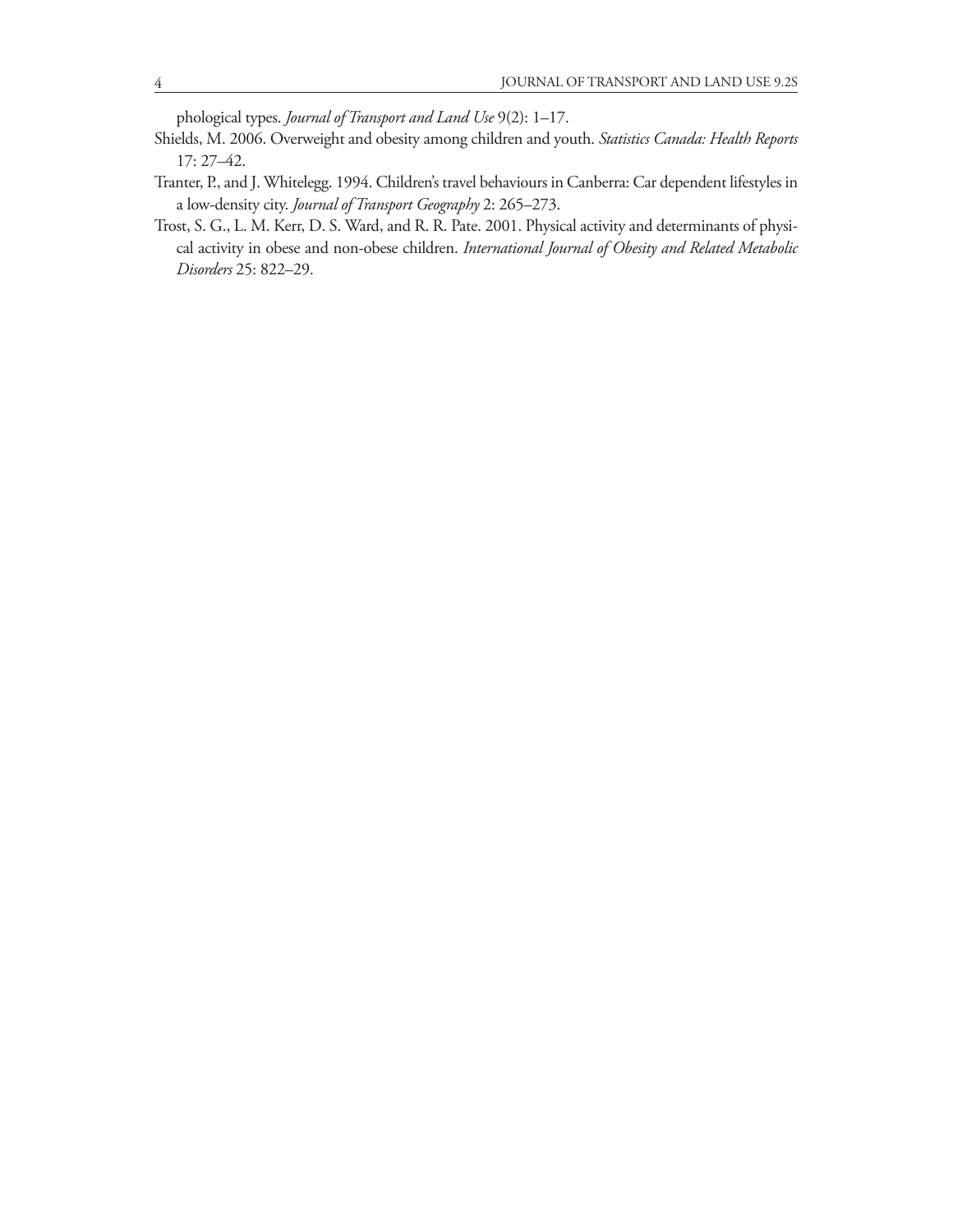phological types. *Journal of Transport and Land Use* 9(2): 1–17.

Shields, M. 2006. Overweight and obesity among children and youth. *Statistics Canada: Health Reports* 17: 27–42.

Tranter, P., and J. Whitelegg. 1994. Children's travel behaviours in Canberra: Car dependent lifestyles in a low-density city. *Journal of Transport Geography* 2: 265–273.

Trost, S. G., L. M. Kerr, D. S. Ward, and R. R. Pate. 2001. Physical activity and determinants of physical activity in obese and non-obese children. *International Journal of Obesity and Related Metabolic Disorders* 25: 822–29.